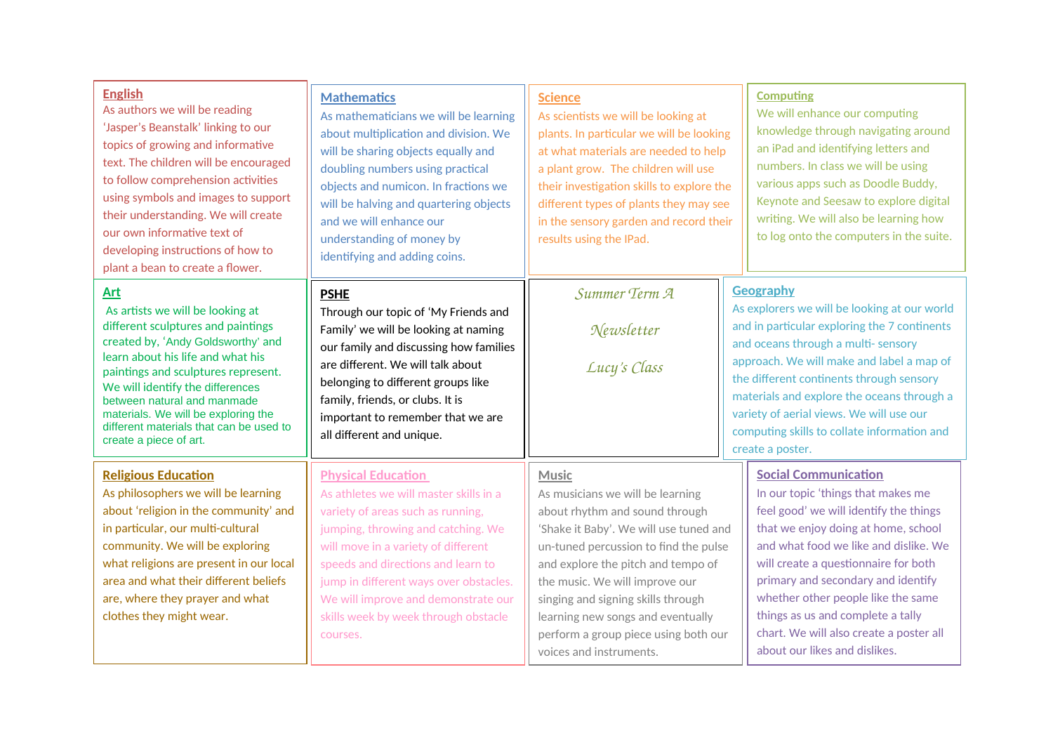*Summer Term A*

*Newsletter*

*Lucy's Class*

## English

As authors we will be reading 'Jasper's Beanstalk' linking to our topics of growing and informative text. The children will be encouraged to follow comprehension activities using symbols and images to support their understanding. We will create our own informative text of developing instructions of how to plant a bean to create a flower.

## Mathematics

As mathematicians we will be learning about multiplication and division. We will be sharing objects equally and doubling numbers using practical objects and numicon. In fractions we will be halving and quartering objects and we will enhance our understanding of money by identifying and adding coins.

## Science

As scientists we will be looking at plants. In particular we will be looking at what materials are needed to help a plant grow. The children will use their investigation skills to explore the different types of plants they may see in the sensory garden and record their results using the IPad.

## Computing

We will enhance our computing knowledge through navigating around an iPad and identifying letters and numbers. In class we will be using various apps such as Doodle Buddy, Keynote and Seesaw to explore digital writing. We will also be learning how to log onto the computers in the suite.

## Art

As artists we will be looking at different sculptures and paintings created by, 'Andy Goldsworthy' and learn about his life and what his paintings and sculptures represent. We will identify the differences between natural and manmade materials. We will be exploring the different materials that can be used to create a piece of art.

## PSHE

Through our topic of 'My Friends and Family' we will be looking at naming our family and discussing how families are different. We will talk about belonging to different groups like family, friends, or clubs. It is important to remember that we are all different and unique.

## Geography

As explorers we will be looking at our world and in particular exploring the 7 continents and oceans through a multi- sensory approach. We will make and label a map of the different continents through sensory materials and explore the oceans through a variety of aerial views. We will use our computing skills to collate information and create a poster.

## Religious Education

As philosophers we will be learning about 'religion in the community' and in particular, our multi-cultural community. We will be exploring what religions are present in our local area and what their different beliefs are, where they prayer and what clothes they might wear.

## Physical Education

As athletes we will master skills in a variety of areas such as running, jumping, throwing and catching. We will move in a variety of different speeds and directions and learn to jump in different ways over obstacles. We will improve and demonstrate our skills week by week through obstacle courses.

## Music

As musicians we will be learning about rhythm and sound through 'Shake it Baby'. We will use tuned and un-tuned percussion to find the pulse and explore the pitch and tempo of the music. We will improve our singing and signing skills through learning new songs and eventually perform a group piece using both our voices and instruments.

## Social Communication

In our topic 'things that makes me feel good' we will identify the things that we enjoy doing at home, school and what food we like and dislike. We will create a questionnaire for both primary and secondary and identify whether other people like the same things as us and complete a tally chart. We will also create a poster all about our likes and dislikes.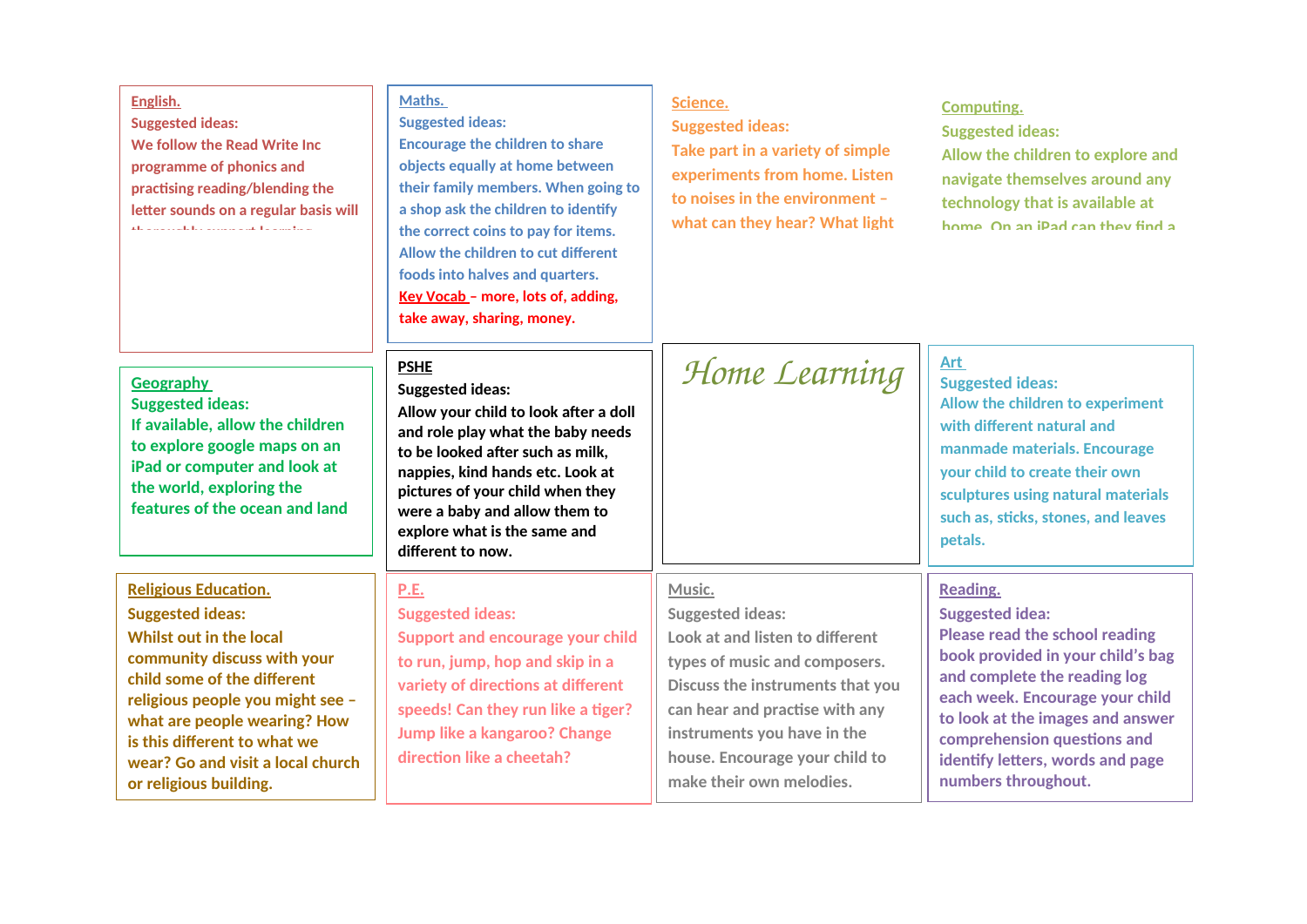## English.

**Suggested ideas:**

We follow the Read Write Inc programme of phonics and practising reading/blending the letter sounds on a regular basis will thoroughly support learning

## Maths.

**Suggested ideas:**

Encourage the children to share objects equally at home between their family members. When going to a shop ask the children to identify the correct coins to pay for items. Allow the children to cut different foods into halves and quarters.

**Key Vocab** – more, lots of, adding, take away, sharing, money.

## Science.

**Suggested ideas:**

Take part in a variety of simple experiments from home. Listen to noises in the environment – what can they hear? What light

## Computing.

**Suggested ideas:**

Allow the children to explore and navigate themselves around any technology that is available at home. On an iPad can they find a

## Geography

**Suggested ideas:**

If available, allow the children to explore google maps on an iPad or computer and look at the world, exploring the features of the ocean and land

## PSHE

**Suggested ideas:**

Allow your child to look after a doll and role play what the baby needs to be looked after such as milk, nappies, kind hands etc. Look at pictures of your child when they were a baby and allow them to explore what is the same and different to now.

# *Home Learning*

## Art

**Suggested ideas:**

Allow the children to experiment with different natural and manmade materials. Encourage your child to create their own sculptures using natural materials such as, sticks, stones, and leaves petals.

## Religious Education.

**Suggested ideas:**

Whilst out in the local community discuss with your child some of the different religious people you might see – what are people wearing? How is this different to what we wear? Go and visit a local church or religious building.

## P.E.

**Suggested ideas:**

Support and encourage your child to run, jump, hop and skip in a variety of directions at different speeds! Can they run like a tiger? Jump like a kangaroo? Change direction like a cheetah?

## Music.

**Suggested ideas:**

Look at and listen to different types of music and composers. Discuss the instruments that you can hear and practise with any instruments you have in the house. Encourage your child to make their own melodies.

## Reading.

**Suggested idea:**

Please read the school reading book provided in your child's bag and complete the reading log each week. Encourage your child to look at the images and answer comprehension questions and identify letters, words and page numbers throughout.